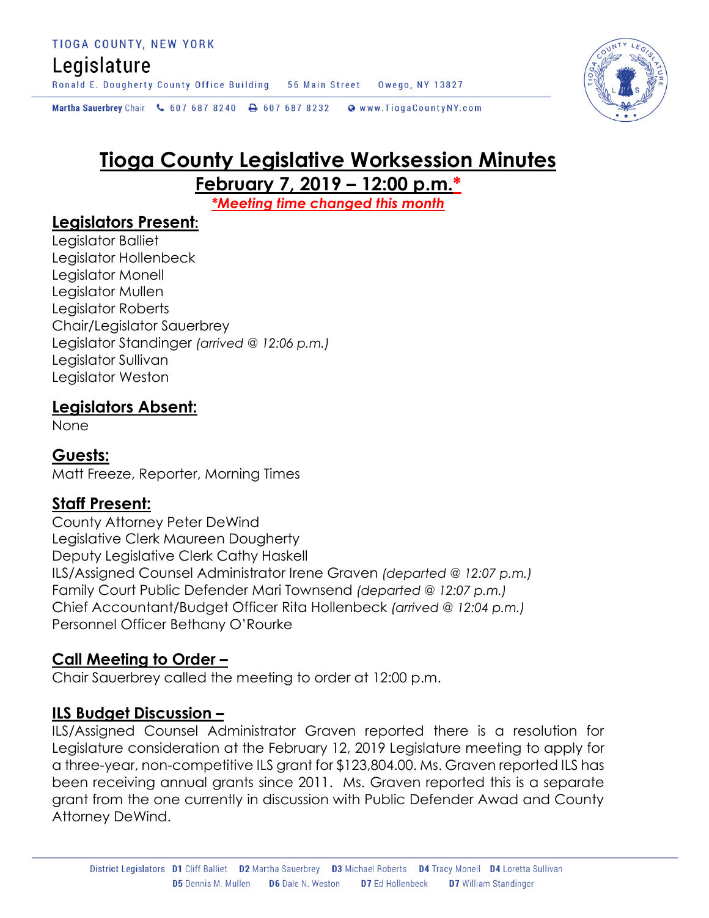TIOGA COUNTY, NEW YORK

Legislature

Ronald E. Dougherty County Office Building 56 Main Street Owego, NY 13827

**Martha Sauerbrey** Chair 607 687 8240 607 687 8232 www.TiogaCountyNY.com

# Tioga County Legislative Worksession Minutes

## February 7, 2019 – 12:00 p.m.*

***Meeting time changed this month***

## Legislators Present:

Legislator Balliet
Legislator Hollenbeck
Legislator Monell
Legislator Mullen
Legislator Roberts
Chair/Legislator Sauerbrey
Legislator Standinger *(arrived @ 12:06 p.m.)*
Legislator Sullivan
Legislator Weston

## Legislators Absent:

None

## Guests:

Matt Freeze, Reporter, Morning Times

## Staff Present:

County Attorney Peter DeWind
Legislative Clerk Maureen Dougherty
Deputy Legislative Clerk Cathy Haskell
ILS/Assigned Counsel Administrator Irene Graven *(departed @ 12:07 p.m.)*
Family Court Public Defender Mari Townsend *(departed @ 12:07 p.m.)*
Chief Accountant/Budget Officer Rita Hollenbeck *(arrived @ 12:04 p.m.)*
Personnel Officer Bethany O'Rourke

## Call Meeting to Order –

Chair Sauerbrey called the meeting to order at 12:00 p.m.

## ILS Budget Discussion –

ILS/Assigned Counsel Administrator Graven reported there is a resolution for Legislature consideration at the February 12, 2019 Legislature meeting to apply for a three-year, non-competitive ILS grant for $123,804.00. Ms. Graven reported ILS has been receiving annual grants since 2011. Ms. Graven reported this is a separate grant from the one currently in discussion with Public Defender Awad and County Attorney DeWind.

District Legislators **D1** Cliff Balliet **D2** Martha Sauerbrey **D3** Michael Roberts **D4** Tracy Monell **D4** Loretta Sullivan **D5** Dennis M. Mullen **D6** Dale N. Weston **D7** Ed Hollenbeck **D7** William Standinger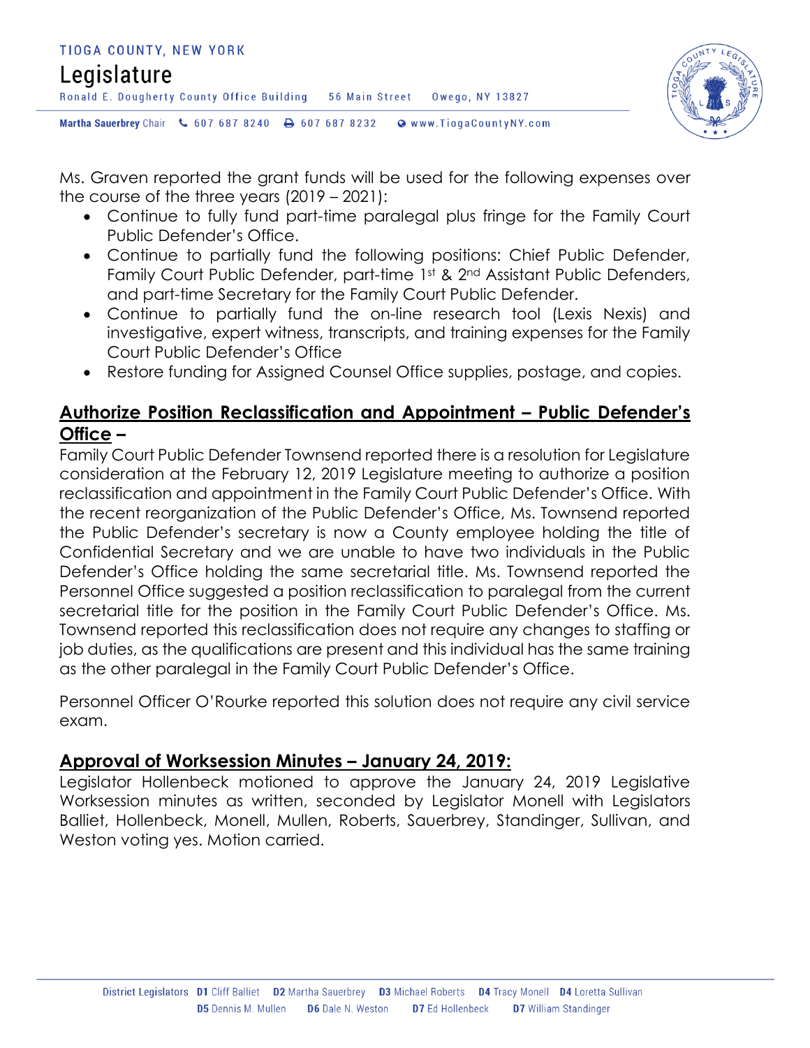Ms. Graven reported the grant funds will be used for the following expenses over the course of the three years (2019 – 2021):

- Continue to fully fund part-time paralegal plus fringe for the Family Court Public Defender's Office.
- Continue to partially fund the following positions: Chief Public Defender, Family Court Public Defender, part-time 1st & 2nd Assistant Public Defenders, and part-time Secretary for the Family Court Public Defender.
- Continue to partially fund the on-line research tool (Lexis Nexis) and investigative, expert witness, transcripts, and training expenses for the Family Court Public Defender's Office
- Restore funding for Assigned Counsel Office supplies, postage, and copies.

## Authorize Position Reclassification and Appointment – Public Defender's Office –

Family Court Public Defender Townsend reported there is a resolution for Legislature consideration at the February 12, 2019 Legislature meeting to authorize a position reclassification and appointment in the Family Court Public Defender's Office. With the recent reorganization of the Public Defender's Office, Ms. Townsend reported the Public Defender's secretary is now a County employee holding the title of Confidential Secretary and we are unable to have two individuals in the Public Defender's Office holding the same secretarial title. Ms. Townsend reported the Personnel Office suggested a position reclassification to paralegal from the current secretarial title for the position in the Family Court Public Defender's Office. Ms. Townsend reported this reclassification does not require any changes to staffing or job duties, as the qualifications are present and this individual has the same training as the other paralegal in the Family Court Public Defender's Office.

Personnel Officer O'Rourke reported this solution does not require any civil service exam.

## Approval of Worksession Minutes – January 24, 2019:

Legislator Hollenbeck motioned to approve the January 24, 2019 Legislative Worksession minutes as written, seconded by Legislator Monell with Legislators Balliet, Hollenbeck, Monell, Mullen, Roberts, Sauerbrey, Standinger, Sullivan, and Weston voting yes. Motion carried.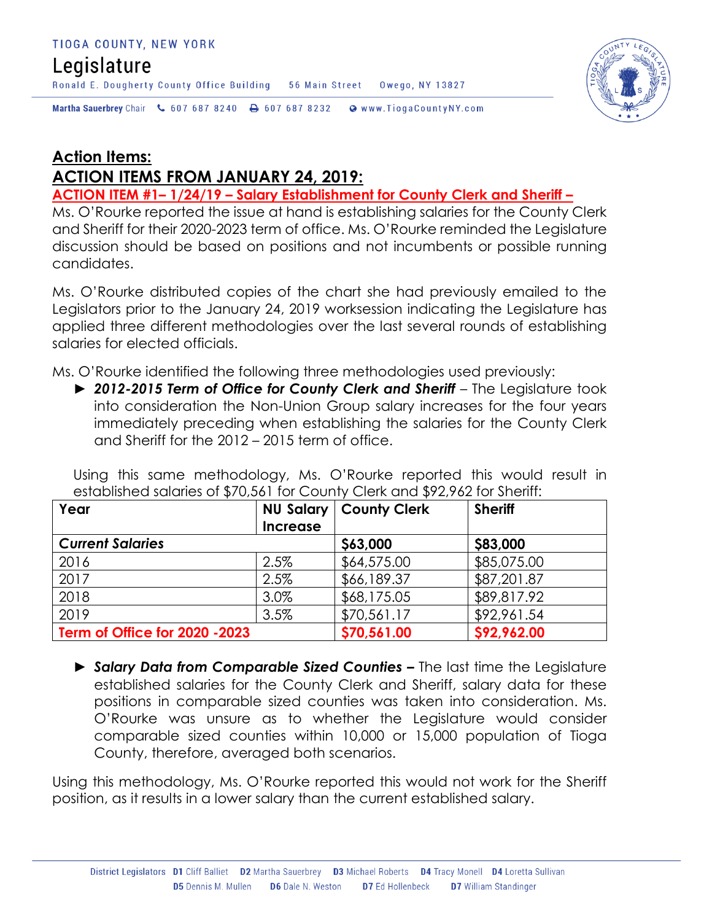## Action Items:

## ACTION ITEMS FROM JANUARY 24, 2019:

**ACTION ITEM #1– 1/24/19 – Salary Establishment for County Clerk and Sheriff –**

Ms. O'Rourke reported the issue at hand is establishing salaries for the County Clerk and Sheriff for their 2020-2023 term of office. Ms. O'Rourke reminded the Legislature discussion should be based on positions and not incumbents or possible running candidates.

Ms. O'Rourke distributed copies of the chart she had previously emailed to the Legislators prior to the January 24, 2019 worksession indicating the Legislature has applied three different methodologies over the last several rounds of establishing salaries for elected officials.

Ms. O'Rourke identified the following three methodologies used previously:

► ***2012-2015 Term of Office for County Clerk and Sheriff*** – The Legislature took into consideration the Non-Union Group salary increases for the four years immediately preceding when establishing the salaries for the County Clerk and Sheriff for the 2012 – 2015 term of office.

Using this same methodology, Ms. O'Rourke reported this would result in established salaries of $70,561 for County Clerk and $92,962 for Sheriff:

| Year | NU Salary Increase | County Clerk | Sheriff |
|---|---|---|---|
| ***Current Salaries*** | | **$63,000** | **$83,000** |
| 2016 | 2.5% | $64,575.00 | $85,075.00 |
| 2017 | 2.5% | $66,189.37 | $87,201.87 |
| 2018 | 3.0% | $68,175.05 | $89,817.92 |
| 2019 | 3.5% | $70,561.17 | $92,961.54 |
| **Term of Office for 2020 -2023** | | **$70,561.00** | **$92,962.00** |

► ***Salary Data from Comparable Sized Counties –*** The last time the Legislature established salaries for the County Clerk and Sheriff, salary data for these positions in comparable sized counties was taken into consideration. Ms. O'Rourke was unsure as to whether the Legislature would consider comparable sized counties within 10,000 or 15,000 population of Tioga County, therefore, averaged both scenarios.

Using this methodology, Ms. O'Rourke reported this would not work for the Sheriff position, as it results in a lower salary than the current established salary.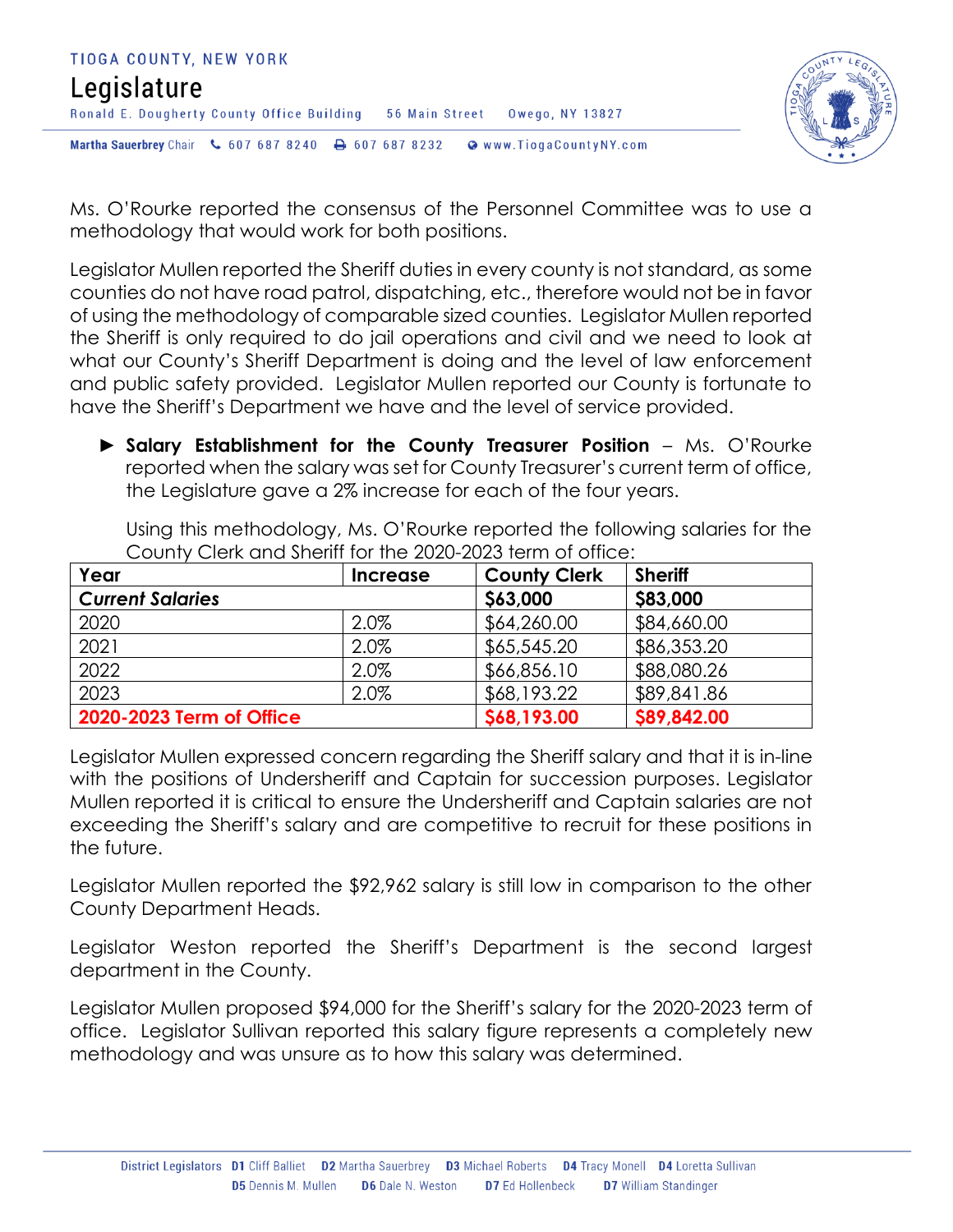Ms. O'Rourke reported the consensus of the Personnel Committee was to use a methodology that would work for both positions.

Legislator Mullen reported the Sheriff duties in every county is not standard, as some counties do not have road patrol, dispatching, etc., therefore would not be in favor of using the methodology of comparable sized counties. Legislator Mullen reported the Sheriff is only required to do jail operations and civil and we need to look at what our County's Sheriff Department is doing and the level of law enforcement and public safety provided. Legislator Mullen reported our County is fortunate to have the Sheriff's Department we have and the level of service provided.

- **Salary Establishment for the County Treasurer Position** – Ms. O'Rourke reported when the salary was set for County Treasurer's current term of office, the Legislature gave a 2% increase for each of the four years.

  Using this methodology, Ms. O'Rourke reported the following salaries for the County Clerk and Sheriff for the 2020-2023 term of office:

| Year | Increase | County Clerk | Sheriff |
|---|---|---|---|
| ***Current Salaries*** | | **$63,000** | **$83,000** |
| 2020 | 2.0% | $64,260.00 | $84,660.00 |
| 2021 | 2.0% | $65,545.20 | $86,353.20 |
| 2022 | 2.0% | $66,856.10 | $88,080.26 |
| 2023 | 2.0% | $68,193.22 | $89,841.86 |
| **2020-2023 Term of Office** | | **$68,193.00** | **$89,842.00** |

Legislator Mullen expressed concern regarding the Sheriff salary and that it is in-line with the positions of Undersheriff and Captain for succession purposes. Legislator Mullen reported it is critical to ensure the Undersheriff and Captain salaries are not exceeding the Sheriff's salary and are competitive to recruit for these positions in the future.

Legislator Mullen reported the $92,962 salary is still low in comparison to the other County Department Heads.

Legislator Weston reported the Sheriff's Department is the second largest department in the County.

Legislator Mullen proposed $94,000 for the Sheriff's salary for the 2020-2023 term of office. Legislator Sullivan reported this salary figure represents a completely new methodology and was unsure as to how this salary was determined.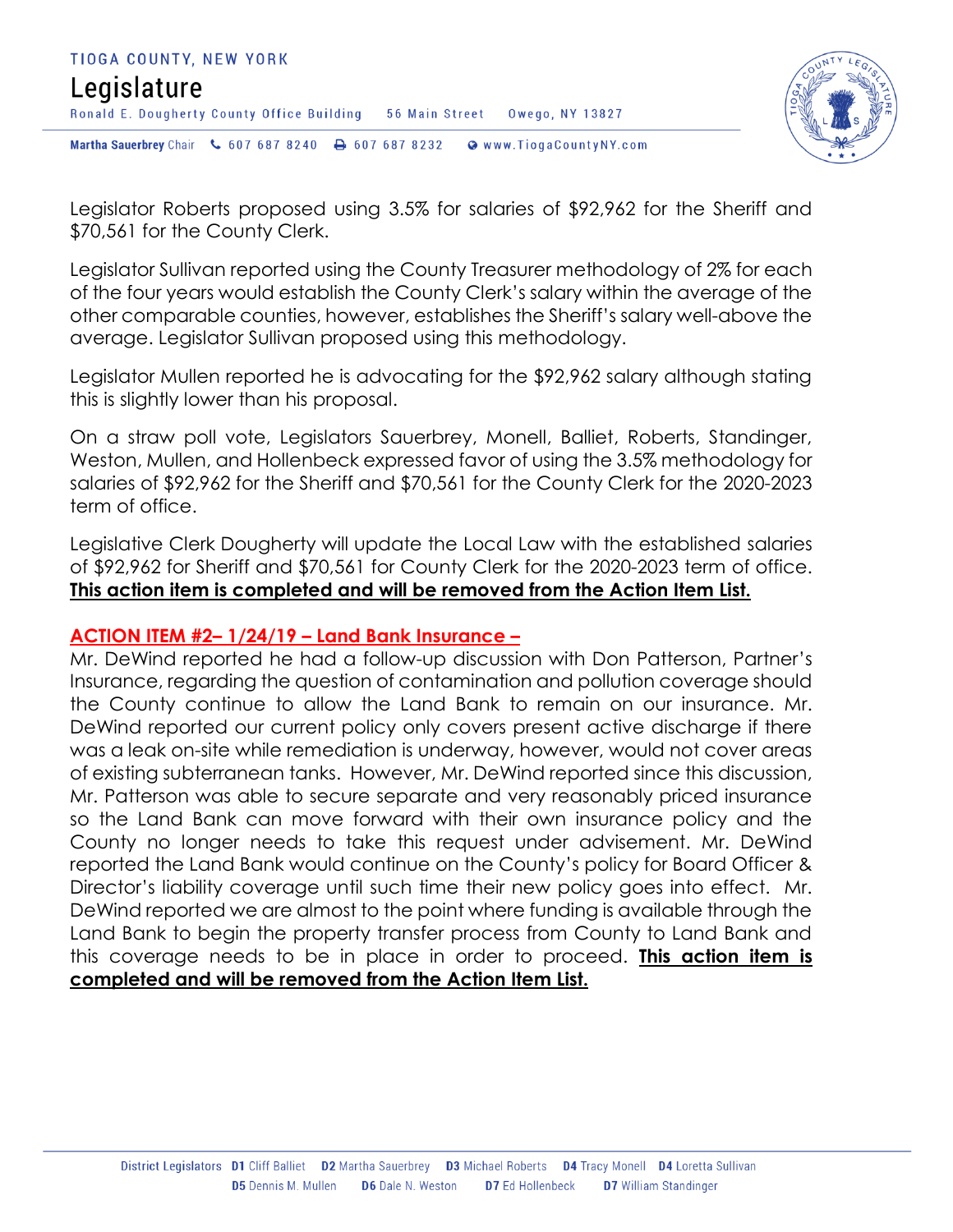Legislator Roberts proposed using 3.5% for salaries of $92,962 for the Sheriff and $70,561 for the County Clerk.

Legislator Sullivan reported using the County Treasurer methodology of 2% for each of the four years would establish the County Clerk's salary within the average of the other comparable counties, however, establishes the Sheriff's salary well-above the average. Legislator Sullivan proposed using this methodology.

Legislator Mullen reported he is advocating for the $92,962 salary although stating this is slightly lower than his proposal.

On a straw poll vote, Legislators Sauerbrey, Monell, Balliet, Roberts, Standinger, Weston, Mullen, and Hollenbeck expressed favor of using the 3.5% methodology for salaries of $92,962 for the Sheriff and $70,561 for the County Clerk for the 2020-2023 term of office.

Legislative Clerk Dougherty will update the Local Law with the established salaries of $92,962 for Sheriff and $70,561 for County Clerk for the 2020-2023 term of office. **This action item is completed and will be removed from the Action Item List.**

**ACTION ITEM #2– 1/24/19 – Land Bank Insurance –**
Mr. DeWind reported he had a follow-up discussion with Don Patterson, Partner's Insurance, regarding the question of contamination and pollution coverage should the County continue to allow the Land Bank to remain on our insurance. Mr. DeWind reported our current policy only covers present active discharge if there was a leak on-site while remediation is underway, however, would not cover areas of existing subterranean tanks. However, Mr. DeWind reported since this discussion, Mr. Patterson was able to secure separate and very reasonably priced insurance so the Land Bank can move forward with their own insurance policy and the County no longer needs to take this request under advisement. Mr. DeWind reported the Land Bank would continue on the County's policy for Board Officer & Director's liability coverage until such time their new policy goes into effect. Mr. DeWind reported we are almost to the point where funding is available through the Land Bank to begin the property transfer process from County to Land Bank and this coverage needs to be in place in order to proceed. **This action item is completed and will be removed from the Action Item List.**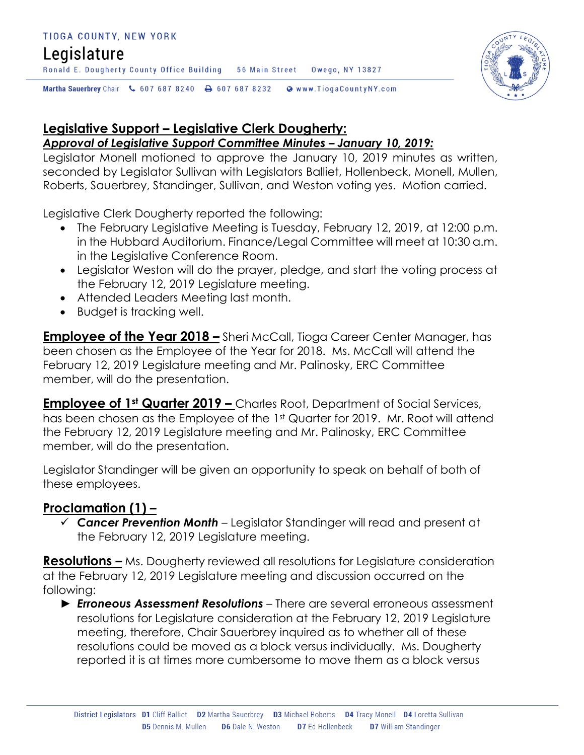**Legislative Support – Legislative Clerk Dougherty:**
***Approval of Legislative Support Committee Minutes – January 10, 2019:***
Legislator Monell motioned to approve the January 10, 2019 minutes as written, seconded by Legislator Sullivan with Legislators Balliet, Hollenbeck, Monell, Mullen, Roberts, Sauerbrey, Standinger, Sullivan, and Weston voting yes. Motion carried.

Legislative Clerk Dougherty reported the following:

- The February Legislative Meeting is Tuesday, February 12, 2019, at 12:00 p.m. in the Hubbard Auditorium. Finance/Legal Committee will meet at 10:30 a.m. in the Legislative Conference Room.
- Legislator Weston will do the prayer, pledge, and start the voting process at the February 12, 2019 Legislature meeting.
- Attended Leaders Meeting last month.
- Budget is tracking well.

**Employee of the Year 2018 –** Sheri McCall, Tioga Career Center Manager, has been chosen as the Employee of the Year for 2018. Ms. McCall will attend the February 12, 2019 Legislature meeting and Mr. Palinosky, ERC Committee member, will do the presentation.

**Employee of 1st Quarter 2019 –** Charles Root, Department of Social Services, has been chosen as the Employee of the 1st Quarter for 2019. Mr. Root will attend the February 12, 2019 Legislature meeting and Mr. Palinosky, ERC Committee member, will do the presentation.

Legislator Standinger will be given an opportunity to speak on behalf of both of these employees.

**Proclamation (1) –**

- ✓ ***Cancer Prevention Month*** – Legislator Standinger will read and present at the February 12, 2019 Legislature meeting.

**Resolutions –** Ms. Dougherty reviewed all resolutions for Legislature consideration at the February 12, 2019 Legislature meeting and discussion occurred on the following:

- ► ***Erroneous Assessment Resolutions*** – There are several erroneous assessment resolutions for Legislature consideration at the February 12, 2019 Legislature meeting, therefore, Chair Sauerbrey inquired as to whether all of these resolutions could be moved as a block versus individually. Ms. Dougherty reported it is at times more cumbersome to move them as a block versus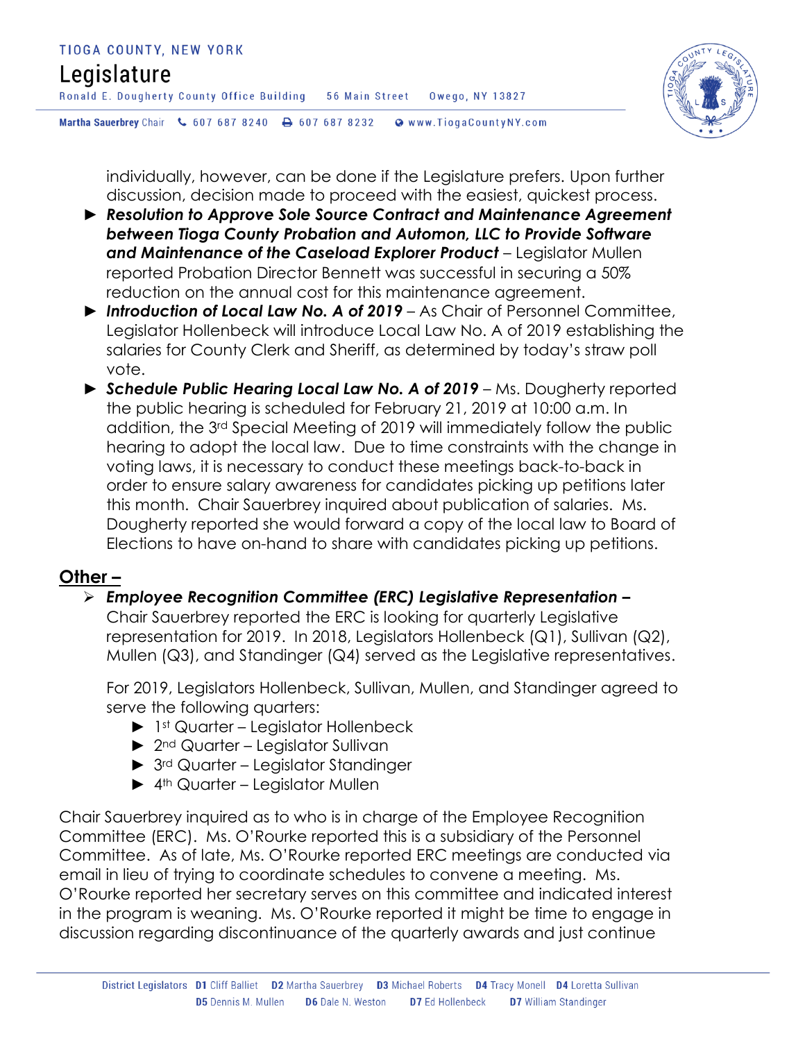individually, however, can be done if the Legislature prefers. Upon further discussion, decision made to proceed with the easiest, quickest process.

- ► ***Resolution to Approve Sole Source Contract and Maintenance Agreement between Tioga County Probation and Automon, LLC to Provide Software and Maintenance of the Caseload Explorer Product*** – Legislator Mullen reported Probation Director Bennett was successful in securing a 50% reduction on the annual cost for this maintenance agreement.
- ► ***Introduction of Local Law No. A of 2019*** – As Chair of Personnel Committee, Legislator Hollenbeck will introduce Local Law No. A of 2019 establishing the salaries for County Clerk and Sheriff, as determined by today's straw poll vote.
- ► ***Schedule Public Hearing Local Law No. A of 2019*** – Ms. Dougherty reported the public hearing is scheduled for February 21, 2019 at 10:00 a.m. In addition, the 3rd Special Meeting of 2019 will immediately follow the public hearing to adopt the local law. Due to time constraints with the change in voting laws, it is necessary to conduct these meetings back-to-back in order to ensure salary awareness for candidates picking up petitions later this month. Chair Sauerbrey inquired about publication of salaries. Ms. Dougherty reported she would forward a copy of the local law to Board of Elections to have on-hand to share with candidates picking up petitions.

## Other –

- ***Employee Recognition Committee (ERC) Legislative Representation –*** Chair Sauerbrey reported the ERC is looking for quarterly Legislative representation for 2019. In 2018, Legislators Hollenbeck (Q1), Sullivan (Q2), Mullen (Q3), and Standinger (Q4) served as the Legislative representatives.

  For 2019, Legislators Hollenbeck, Sullivan, Mullen, and Standinger agreed to serve the following quarters:

  - ► 1st Quarter – Legislator Hollenbeck
  - ► 2nd Quarter – Legislator Sullivan
  - ► 3rd Quarter – Legislator Standinger
  - ► 4th Quarter – Legislator Mullen

Chair Sauerbrey inquired as to who is in charge of the Employee Recognition Committee (ERC). Ms. O'Rourke reported this is a subsidiary of the Personnel Committee. As of late, Ms. O'Rourke reported ERC meetings are conducted via email in lieu of trying to coordinate schedules to convene a meeting. Ms. O'Rourke reported her secretary serves on this committee and indicated interest in the program is weaning. Ms. O'Rourke reported it might be time to engage in discussion regarding discontinuance of the quarterly awards and just continue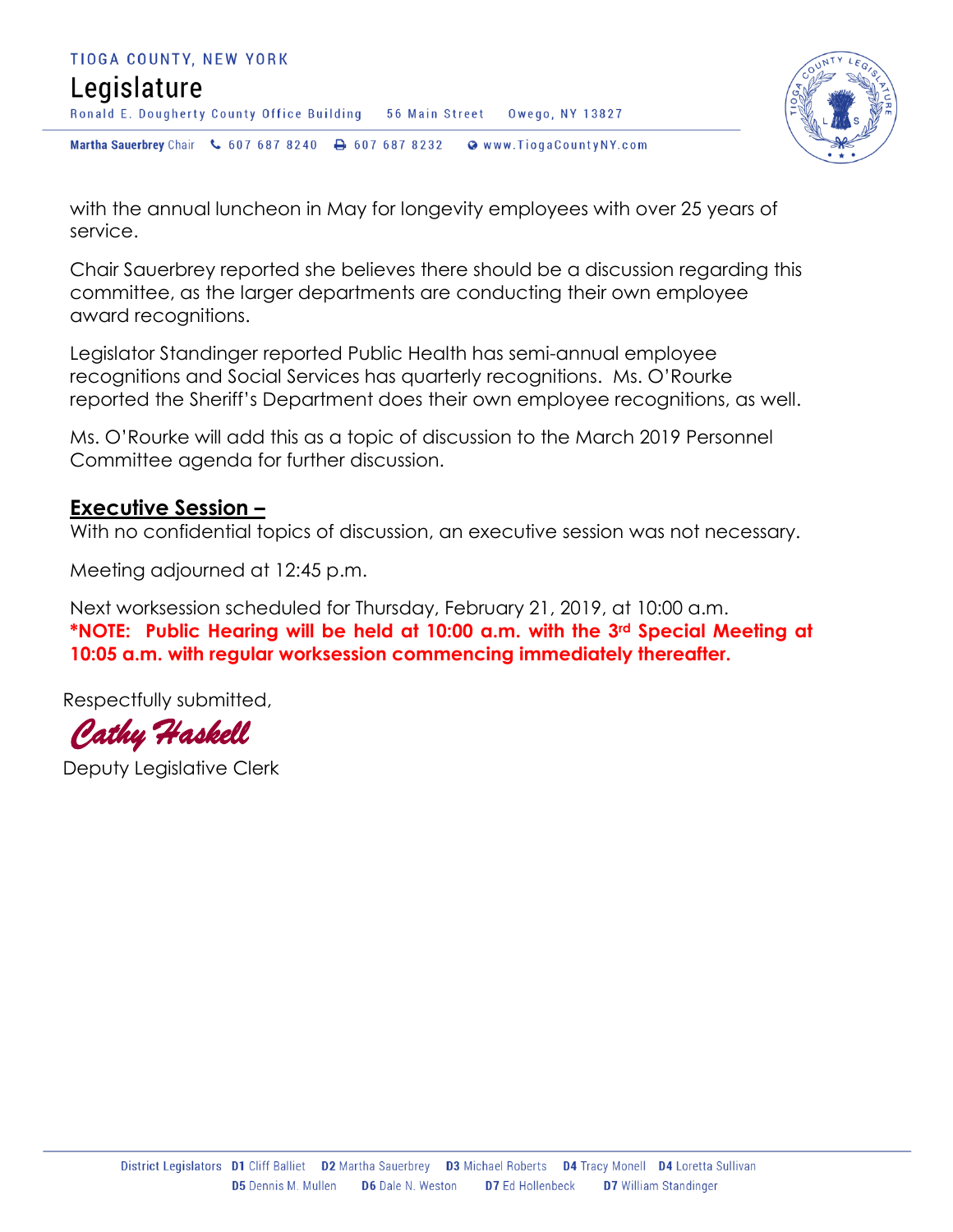with the annual luncheon in May for longevity employees with over 25 years of service.

Chair Sauerbrey reported she believes there should be a discussion regarding this committee, as the larger departments are conducting their own employee award recognitions.

Legislator Standinger reported Public Health has semi-annual employee recognitions and Social Services has quarterly recognitions. Ms. O'Rourke reported the Sheriff's Department does their own employee recognitions, as well.

Ms. O'Rourke will add this as a topic of discussion to the March 2019 Personnel Committee agenda for further discussion.

**Executive Session –**
With no confidential topics of discussion, an executive session was not necessary.

Meeting adjourned at 12:45 p.m.

Next worksession scheduled for Thursday, February 21, 2019, at 10:00 a.m.
***NOTE: Public Hearing will be held at 10:00 a.m. with the 3rd Special Meeting at 10:05 a.m. with regular worksession commencing immediately thereafter.**

Respectfully submitted,

*Cathy Haskell*

Deputy Legislative Clerk